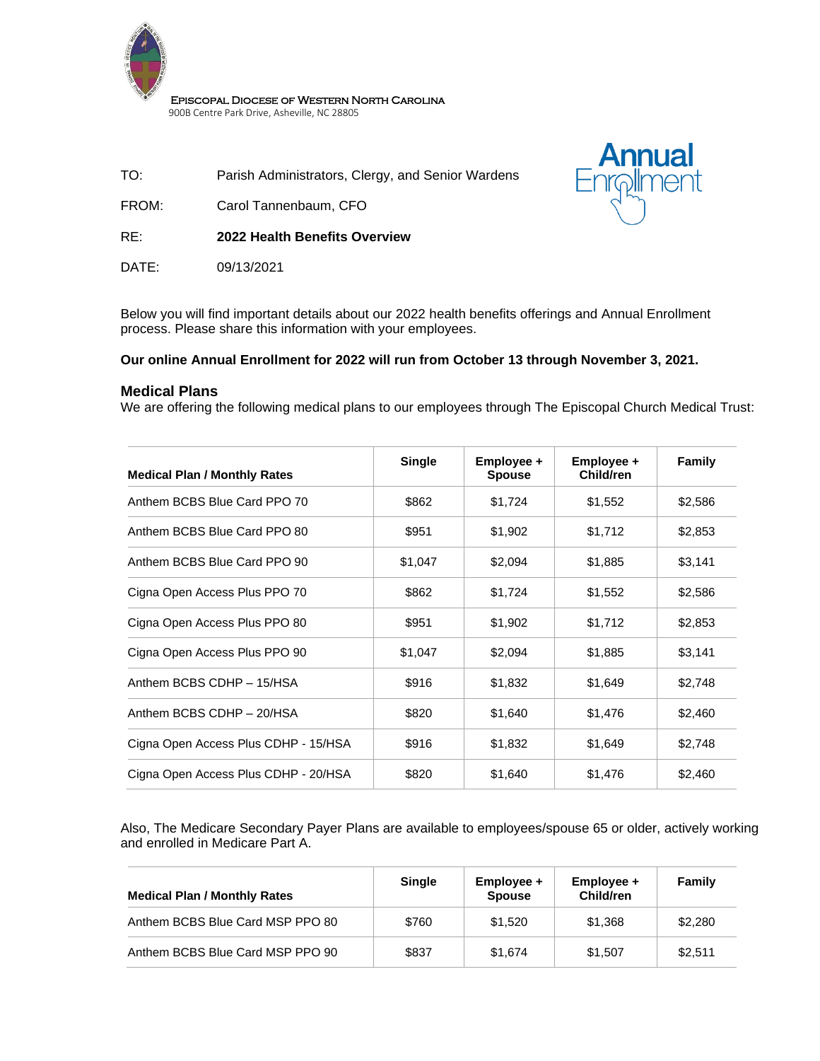EPISCOPAL DIOCESE OF WESTERN NORTH CAROLINA
900B Centre Park Drive, Asheville, NC 28805

| | |
|---|---|
| TO: | Parish Administrators, Clergy, and Senior Wardens |
| FROM: | Carol Tannenbaum, CFO |
| RE: | **2022 Health Benefits Overview** |
| DATE: | 09/13/2021 |

Annual Enrollment

Below you will find important details about our 2022 health benefits offerings and Annual Enrollment process. Please share this information with your employees.

**Our online Annual Enrollment for 2022 will run from October 13 through November 3, 2021.**

## Medical Plans

We are offering the following medical plans to our employees through The Episcopal Church Medical Trust:

| Medical Plan / Monthly Rates | Single | Employee + Spouse | Employee + Child/ren | Family |
|---|---|---|---|---|
| Anthem BCBS Blue Card PPO 70 | $862 | $1,724 | $1,552 | $2,586 |
| Anthem BCBS Blue Card PPO 80 | $951 | $1,902 | $1,712 | $2,853 |
| Anthem BCBS Blue Card PPO 90 | $1,047 | $2,094 | $1,885 | $3,141 |
| Cigna Open Access Plus PPO 70 | $862 | $1,724 | $1,552 | $2,586 |
| Cigna Open Access Plus PPO 80 | $951 | $1,902 | $1,712 | $2,853 |
| Cigna Open Access Plus PPO 90 | $1,047 | $2,094 | $1,885 | $3,141 |
| Anthem BCBS CDHP – 15/HSA | $916 | $1,832 | $1,649 | $2,748 |
| Anthem BCBS CDHP – 20/HSA | $820 | $1,640 | $1,476 | $2,460 |
| Cigna Open Access Plus CDHP - 15/HSA | $916 | $1,832 | $1,649 | $2,748 |
| Cigna Open Access Plus CDHP - 20/HSA | $820 | $1,640 | $1,476 | $2,460 |

Also, The Medicare Secondary Payer Plans are available to employees/spouse 65 or older, actively working and enrolled in Medicare Part A.

| Medical Plan / Monthly Rates | Single | Employee + Spouse | Employee + Child/ren | Family |
|---|---|---|---|---|
| Anthem BCBS Blue Card MSP PPO 80 | $760 | $1,520 | $1,368 | $2,280 |
| Anthem BCBS Blue Card MSP PPO 90 | $837 | $1,674 | $1,507 | $2,511 |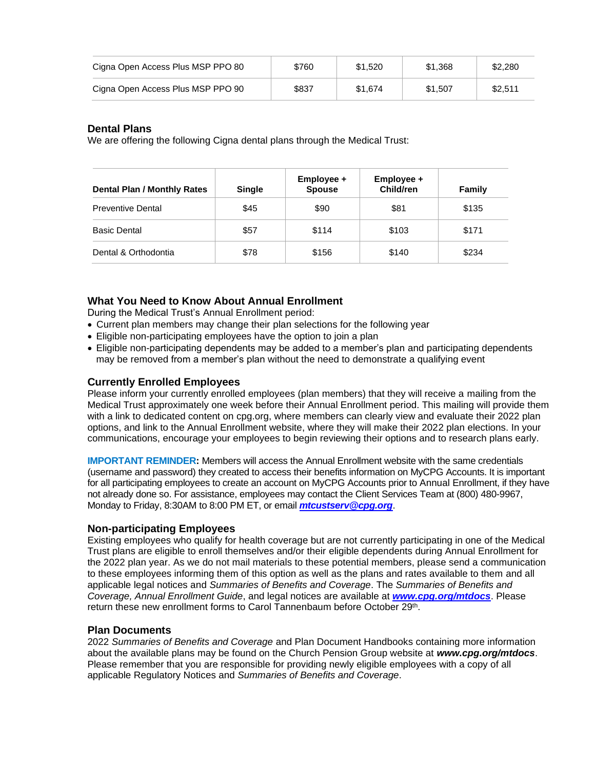| Cigna Open Access Plus MSP PPO 80 | $760 | $1,520 | $1,368 | $2,280 |
|---|---|---|---|---|
| Cigna Open Access Plus MSP PPO 90 | $837 | $1,674 | $1,507 | $2,511 |

### Dental Plans

We are offering the following Cigna dental plans through the Medical Trust:

| Dental Plan / Monthly Rates | Single | Employee + Spouse | Employee + Child/ren | Family |
|---|---|---|---|---|
| Preventive Dental | $45 | $90 | $81 | $135 |
| Basic Dental | $57 | $114 | $103 | $171 |
| Dental & Orthodontia | $78 | $156 | $140 | $234 |

### What You Need to Know About Annual Enrollment

During the Medical Trust's Annual Enrollment period:

- Current plan members may change their plan selections for the following year
- Eligible non-participating employees have the option to join a plan
- Eligible non-participating dependents may be added to a member's plan and participating dependents may be removed from a member's plan without the need to demonstrate a qualifying event

### Currently Enrolled Employees

Please inform your currently enrolled employees (plan members) that they will receive a mailing from the Medical Trust approximately one week before their Annual Enrollment period. This mailing will provide them with a link to dedicated content on cpg.org, where members can clearly view and evaluate their 2022 plan options, and link to the Annual Enrollment website, where they will make their 2022 plan elections. In your communications, encourage your employees to begin reviewing their options and to research plans early.

**IMPORTANT REMINDER:** Members will access the Annual Enrollment website with the same credentials (username and password) they created to access their benefits information on MyCPG Accounts. It is important for all participating employees to create an account on MyCPG Accounts prior to Annual Enrollment, if they have not already done so. For assistance, employees may contact the Client Services Team at (800) 480-9967, Monday to Friday, 8:30AM to 8:00 PM ET, or email ***mtcustserv@cpg.org***.

### Non-participating Employees

Existing employees who qualify for health coverage but are not currently participating in one of the Medical Trust plans are eligible to enroll themselves and/or their eligible dependents during Annual Enrollment for the 2022 plan year. As we do not mail materials to these potential members, please send a communication to these employees informing them of this option as well as the plans and rates available to them and all applicable legal notices and *Summaries of Benefits and Coverage*. The *Summaries of Benefits and Coverage, Annual Enrollment Guide*, and legal notices are available at ***www.cpg.org/mtdocs***. Please return these new enrollment forms to Carol Tannenbaum before October 29th.

### Plan Documents

2022 *Summaries of Benefits and Coverage* and Plan Document Handbooks containing more information about the available plans may be found on the Church Pension Group website at ***www.cpg.org/mtdocs***. Please remember that you are responsible for providing newly eligible employees with a copy of all applicable Regulatory Notices and *Summaries of Benefits and Coverage*.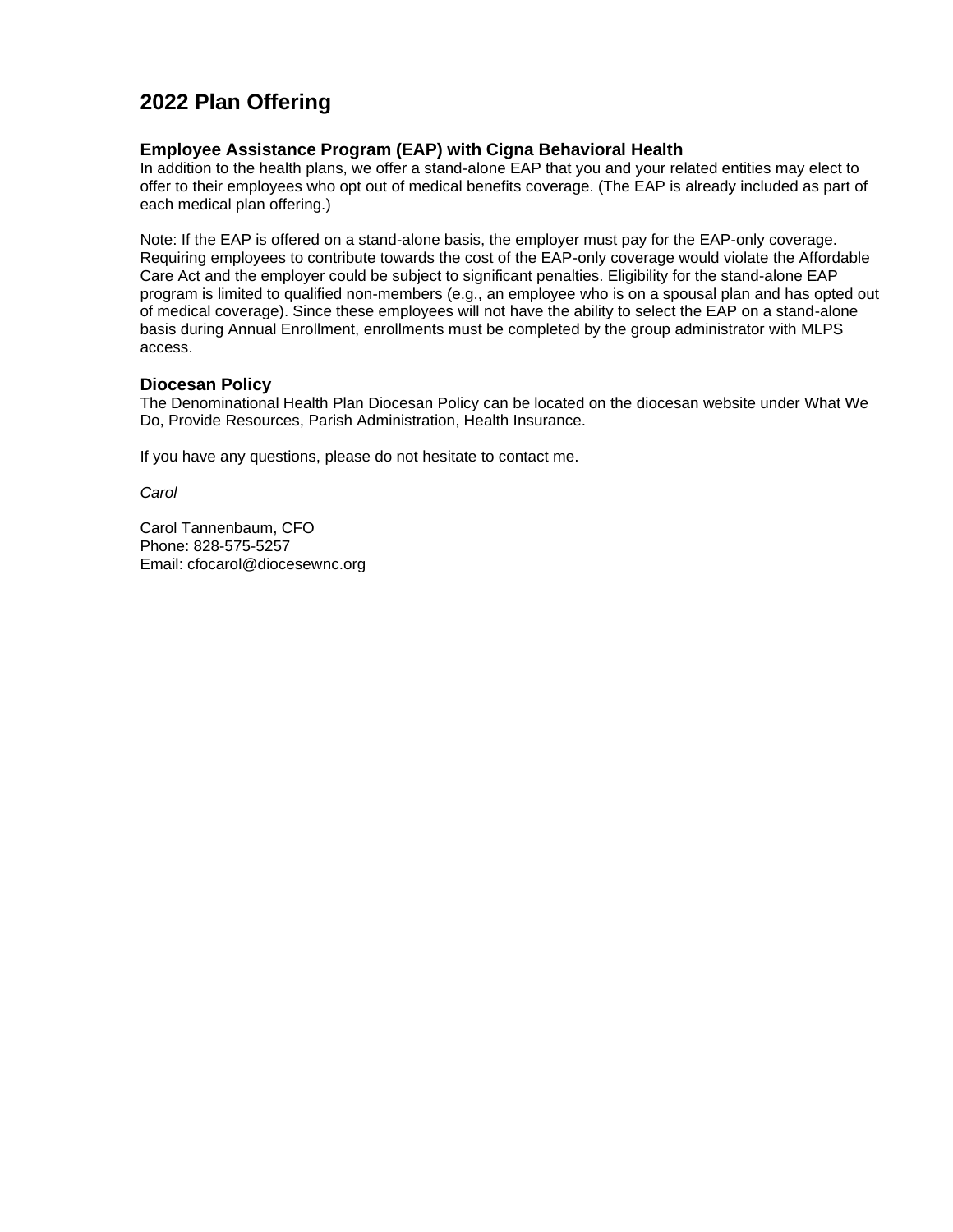## 2022 Plan Offering

### Employee Assistance Program (EAP) with Cigna Behavioral Health

In addition to the health plans, we offer a stand-alone EAP that you and your related entities may elect to offer to their employees who opt out of medical benefits coverage. (The EAP is already included as part of each medical plan offering.)

Note: If the EAP is offered on a stand-alone basis, the employer must pay for the EAP-only coverage. Requiring employees to contribute towards the cost of the EAP-only coverage would violate the Affordable Care Act and the employer could be subject to significant penalties. Eligibility for the stand-alone EAP program is limited to qualified non-members (e.g., an employee who is on a spousal plan and has opted out of medical coverage). Since these employees will not have the ability to select the EAP on a stand-alone basis during Annual Enrollment, enrollments must be completed by the group administrator with MLPS access.

### Diocesan Policy

The Denominational Health Plan Diocesan Policy can be located on the diocesan website under What We Do, Provide Resources, Parish Administration, Health Insurance.

If you have any questions, please do not hesitate to contact me.

*Carol*

Carol Tannenbaum, CFO
Phone: 828-575-5257
Email: cfocarol@diocesewnc.org